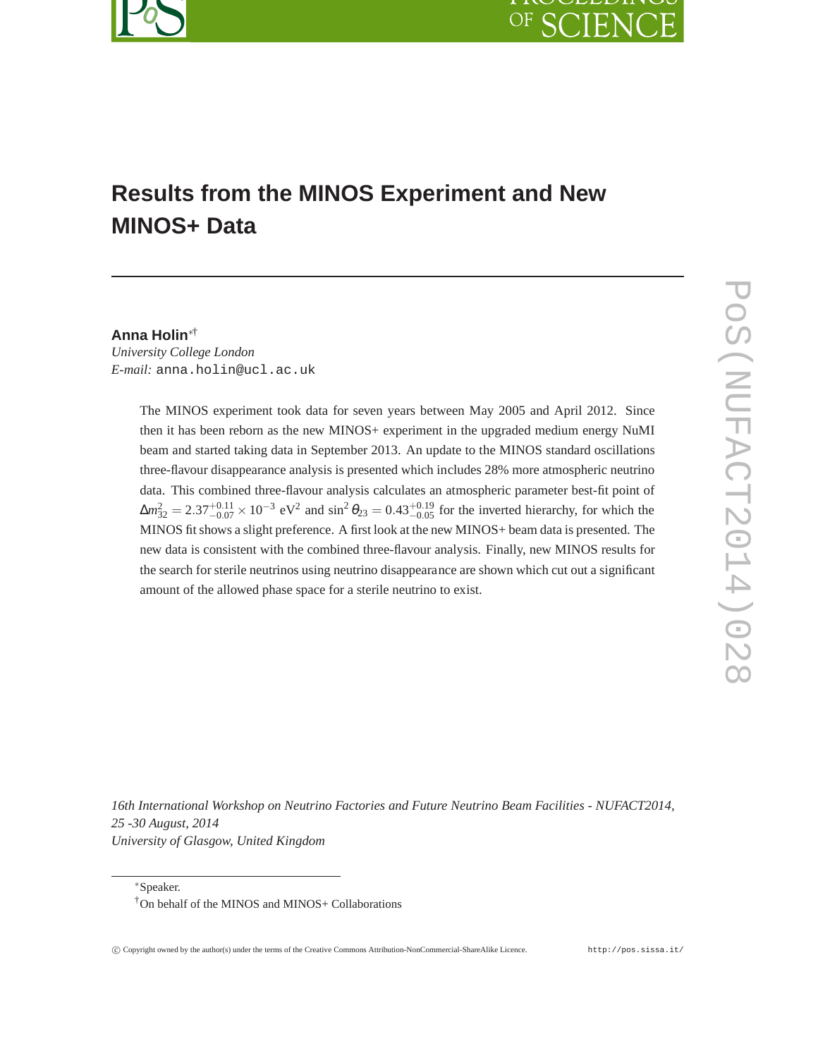# Results from the MINOS Experiment and New MINOS+ Data

**Anna Holin**[*†]

*University College London*

*E-mail:* anna.holin@ucl.ac.uk

The MINOS experiment took data for seven years between May 2005 and April 2012. Since then it has been reborn as the new MINOS+ experiment in the upgraded medium energy NuMI beam and started taking data in September 2013. An update to the MINOS standard oscillations three-flavour disappearance analysis is presented which includes 28% more atmospheric neutrino data. This combined three-flavour analysis calculates an atmospheric parameter best-fit point of $\Delta m^2_{32} = 2.37^{+0.11}_{-0.07} \times 10^{-3}$ eV$^2$ and $\sin^2\theta_{23} = 0.43^{+0.19}_{-0.05}$ for the inverted hierarchy, for which the MINOS fit shows a slight preference. A first look at the new MINOS+ beam data is presented. The new data is consistent with the combined three-flavour analysis. Finally, new MINOS results for the search for sterile neutrinos using neutrino disappearance are shown which cut out a significant amount of the allowed phase space for a sterile neutrino to exist.

*16th International Workshop on Neutrino Factories and Future Neutrino Beam Facilities - NUFACT2014,*
*25 -30 August, 2014*
*University of Glasgow, United Kingdom*

[*]Speaker.

[†]On behalf of the MINOS and MINOS+ Collaborations

© Copyright owned by the author(s) under the terms of the Creative Commons Attribution-NonCommercial-ShareAlike Licence. http://pos.sissa.it/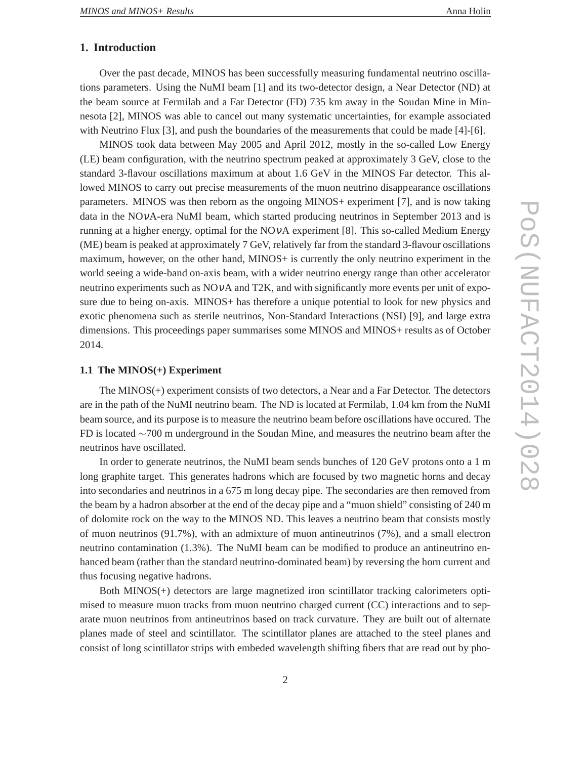## 1. Introduction

Over the past decade, MINOS has been successfully measuring fundamental neutrino oscillations parameters. Using the NuMI beam [1] and its two-detector design, a Near Detector (ND) at the beam source at Fermilab and a Far Detector (FD) 735 km away in the Soudan Mine in Minnesota [2], MINOS was able to cancel out many systematic uncertainties, for example associated with Neutrino Flux [3], and push the boundaries of the measurements that could be made [4]-[6].

MINOS took data between May 2005 and April 2012, mostly in the so-called Low Energy (LE) beam configuration, with the neutrino spectrum peaked at approximately 3 GeV, close to the standard 3-flavour oscillations maximum at about 1.6 GeV in the MINOS Far detector. This allowed MINOS to carry out precise measurements of the muon neutrino disappearance oscillations parameters. MINOS was then reborn as the ongoing MINOS+ experiment [7], and is now taking data in the NO$\nu$A-era NuMI beam, which started producing neutrinos in September 2013 and is running at a higher energy, optimal for the NO$\nu$A experiment [8]. This so-called Medium Energy (ME) beam is peaked at approximately 7 GeV, relatively far from the standard 3-flavour oscillations maximum, however, on the other hand, MINOS+ is currently the only neutrino experiment in the world seeing a wide-band on-axis beam, with a wider neutrino energy range than other accelerator neutrino experiments such as NO$\nu$A and T2K, and with significantly more events per unit of exposure due to being on-axis. MINOS+ has therefore a unique potential to look for new physics and exotic phenomena such as sterile neutrinos, Non-Standard Interactions (NSI) [9], and large extra dimensions. This proceedings paper summarises some MINOS and MINOS+ results as of October 2014.

### 1.1 The MINOS(+) Experiment

The MINOS(+) experiment consists of two detectors, a Near and a Far Detector. The detectors are in the path of the NuMI neutrino beam. The ND is located at Fermilab, 1.04 km from the NuMI beam source, and its purpose is to measure the neutrino beam before oscillations have occured. The FD is located $\sim$700 m underground in the Soudan Mine, and measures the neutrino beam after the neutrinos have oscillated.

In order to generate neutrinos, the NuMI beam sends bunches of 120 GeV protons onto a 1 m long graphite target. This generates hadrons which are focused by two magnetic horns and decay into secondaries and neutrinos in a 675 m long decay pipe. The secondaries are then removed from the beam by a hadron absorber at the end of the decay pipe and a "muon shield" consisting of 240 m of dolomite rock on the way to the MINOS ND. This leaves a neutrino beam that consists mostly of muon neutrinos (91.7%), with an admixture of muon antineutrinos (7%), and a small electron neutrino contamination (1.3%). The NuMI beam can be modified to produce an antineutrino enhanced beam (rather than the standard neutrino-dominated beam) by reversing the horn current and thus focusing negative hadrons.

Both MINOS(+) detectors are large magnetized iron scintillator tracking calorimeters optimised to measure muon tracks from muon neutrino charged current (CC) interactions and to separate muon neutrinos from antineutrinos based on track curvature. They are built out of alternate planes made of steel and scintillator. The scintillator planes are attached to the steel planes and consist of long scintillator strips with embeded wavelength shifting fibers that are read out by pho-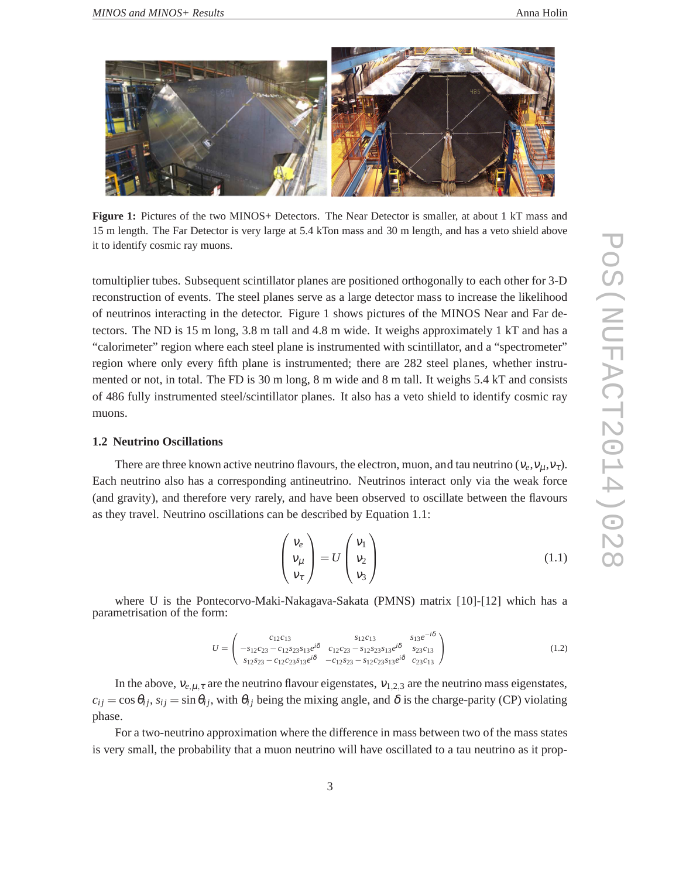**Figure 1:** Pictures of the two MINOS+ Detectors. The Near Detector is smaller, at about 1 kT mass and 15 m length. The Far Detector is very large at 5.4 kTon mass and 30 m length, and has a veto shield above it to identify cosmic ray muons.

tomultiplier tubes. Subsequent scintillator planes are positioned orthogonally to each other for 3-D reconstruction of events. The steel planes serve as a large detector mass to increase the likelihood of neutrinos interacting in the detector. Figure 1 shows pictures of the MINOS Near and Far detectors. The ND is 15 m long, 3.8 m tall and 4.8 m wide. It weighs approximately 1 kT and has a "calorimeter" region where each steel plane is instrumented with scintillator, and a "spectrometer" region where only every fifth plane is instrumented; there are 282 steel planes, whether instrumented or not, in total. The FD is 30 m long, 8 m wide and 8 m tall. It weighs 5.4 kT and consists of 486 fully instrumented steel/scintillator planes. It also has a veto shield to identify cosmic ray muons.

### 1.2 Neutrino Oscillations

There are three known active neutrino flavours, the electron, muon, and tau neutrino ($\nu_e, \nu_\mu, \nu_\tau$). Each neutrino also has a corresponding antineutrino. Neutrinos interact only via the weak force (and gravity), and therefore very rarely, and have been observed to oscillate between the flavours as they travel. Neutrino oscillations can be described by Equation 1.1:

$$\begin{pmatrix} \nu_e \\ \nu_\mu \\ \nu_\tau \end{pmatrix} = U \begin{pmatrix} \nu_1 \\ \nu_2 \\ \nu_3 \end{pmatrix} \tag{1.1}$$

where U is the Pontecorvo-Maki-Nakagava-Sakata (PMNS) matrix [10]-[12] which has a parametrisation of the form:

$$U = \begin{pmatrix} c_{12}c_{13} & s_{12}c_{13} & s_{13}e^{-i\delta} \\ -s_{12}c_{23} - c_{12}s_{23}s_{13}e^{i\delta} & c_{12}c_{23} - s_{12}s_{23}s_{13}e^{i\delta} & s_{23}c_{13} \\ s_{12}s_{23} - c_{12}c_{23}s_{13}e^{i\delta} & -c_{12}s_{23} - s_{12}c_{23}s_{13}e^{i\delta} & c_{23}c_{13} \end{pmatrix} \tag{1.2}$$

In the above, $\nu_{e,\mu,\tau}$ are the neutrino flavour eigenstates, $\nu_{1,2,3}$ are the neutrino mass eigenstates, $c_{ij} = \cos\theta_{ij}$, $s_{ij} = \sin\theta_{ij}$, with $\theta_{ij}$ being the mixing angle, and $\delta$ is the charge-parity (CP) violating phase.

For a two-neutrino approximation where the difference in mass between two of the mass states is very small, the probability that a muon neutrino will have oscillated to a tau neutrino as it prop-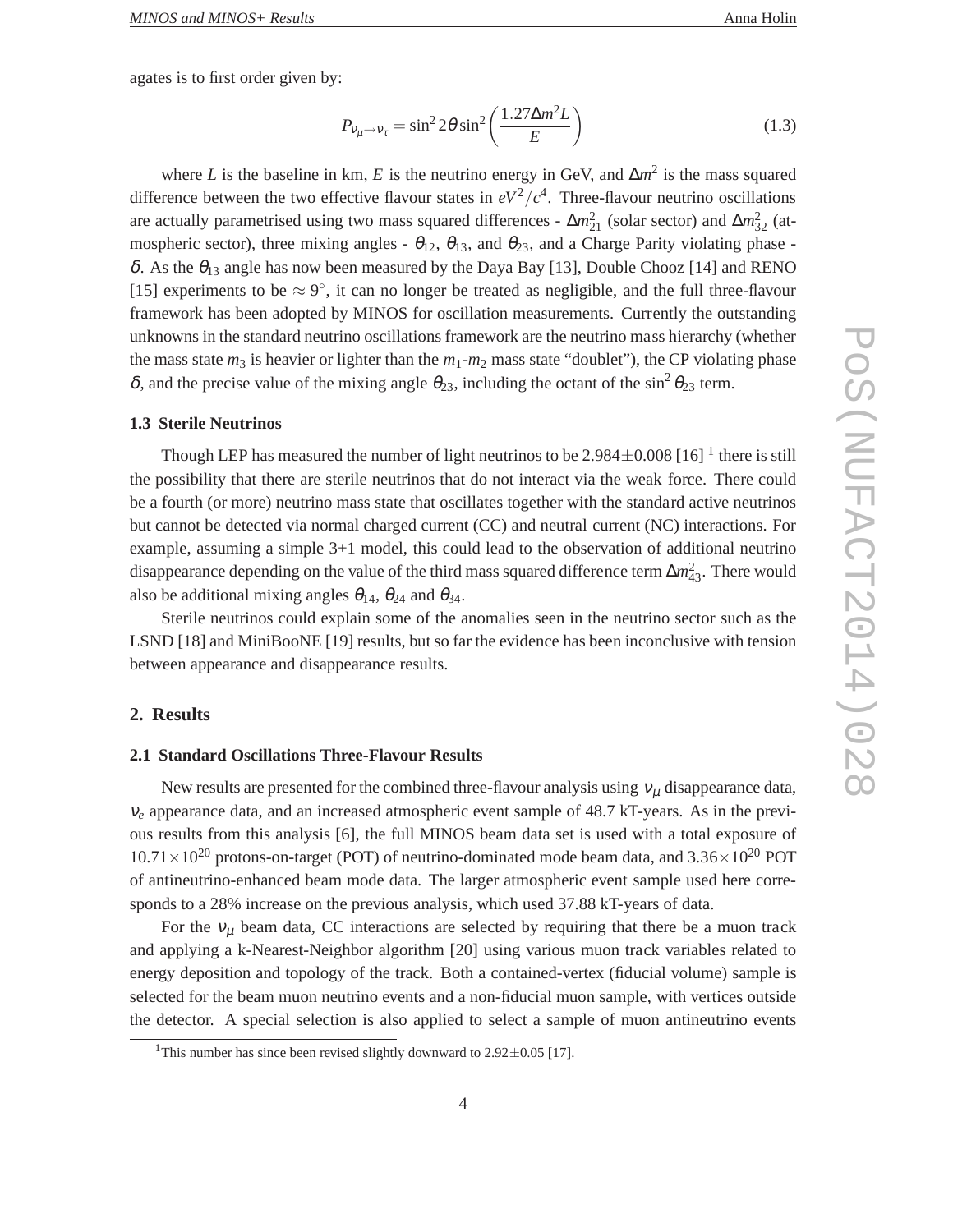agates is to first order given by:

$$P_{\nu_\mu \to \nu_\tau} = \sin^2 2\theta \sin^2\left(\frac{1.27\Delta m^2 L}{E}\right) \tag{1.3}$$

where $L$ is the baseline in km, $E$ is the neutrino energy in GeV, and $\Delta m^2$ is the mass squared difference between the two effective flavour states in $eV^2/c^4$. Three-flavour neutrino oscillations are actually parametrised using two mass squared differences - $\Delta m^2_{21}$ (solar sector) and $\Delta m^2_{32}$ (atmospheric sector), three mixing angles - $\theta_{12}$, $\theta_{13}$, and $\theta_{23}$, and a Charge Parity violating phase - $\delta$. As the $\theta_{13}$ angle has now been measured by the Daya Bay [13], Double Chooz [14] and RENO [15] experiments to be $\approx 9^\circ$, it can no longer be treated as negligible, and the full three-flavour framework has been adopted by MINOS for oscillation measurements. Currently the outstanding unknowns in the standard neutrino oscillations framework are the neutrino mass hierarchy (whether the mass state $m_3$ is heavier or lighter than the $m_1$-$m_2$ mass state "doublet"), the CP violating phase $\delta$, and the precise value of the mixing angle $\theta_{23}$, including the octant of the $\sin^2\theta_{23}$ term.

### 1.3 Sterile Neutrinos

Though LEP has measured the number of light neutrinos to be $2.984\pm0.008$ [16] [1] there is still the possibility that there are sterile neutrinos that do not interact via the weak force. There could be a fourth (or more) neutrino mass state that oscillates together with the standard active neutrinos but cannot be detected via normal charged current (CC) and neutral current (NC) interactions. For example, assuming a simple 3+1 model, this could lead to the observation of additional neutrino disappearance depending on the value of the third mass squared difference term $\Delta m^2_{43}$. There would also be additional mixing angles $\theta_{14}$, $\theta_{24}$ and $\theta_{34}$.

Sterile neutrinos could explain some of the anomalies seen in the neutrino sector such as the LSND [18] and MiniBooNE [19] results, but so far the evidence has been inconclusive with tension between appearance and disappearance results.

## 2. Results

### 2.1 Standard Oscillations Three-Flavour Results

New results are presented for the combined three-flavour analysis using $\nu_\mu$ disappearance data, $\nu_e$ appearance data, and an increased atmospheric event sample of 48.7 kT-years. As in the previous results from this analysis [6], the full MINOS beam data set is used with a total exposure of $10.71\times10^{20}$ protons-on-target (POT) of neutrino-dominated mode beam data, and $3.36\times10^{20}$ POT of antineutrino-enhanced beam mode data. The larger atmospheric event sample used here corresponds to a 28% increase on the previous analysis, which used 37.88 kT-years of data.

For the $\nu_\mu$ beam data, CC interactions are selected by requiring that there be a muon track and applying a k-Nearest-Neighbor algorithm [20] using various muon track variables related to energy deposition and topology of the track. Both a contained-vertex (fiducial volume) sample is selected for the beam muon neutrino events and a non-fiducial muon sample, with vertices outside the detector. A special selection is also applied to select a sample of muon antineutrino events

[1] This number has since been revised slightly downward to $2.92\pm0.05$ [17].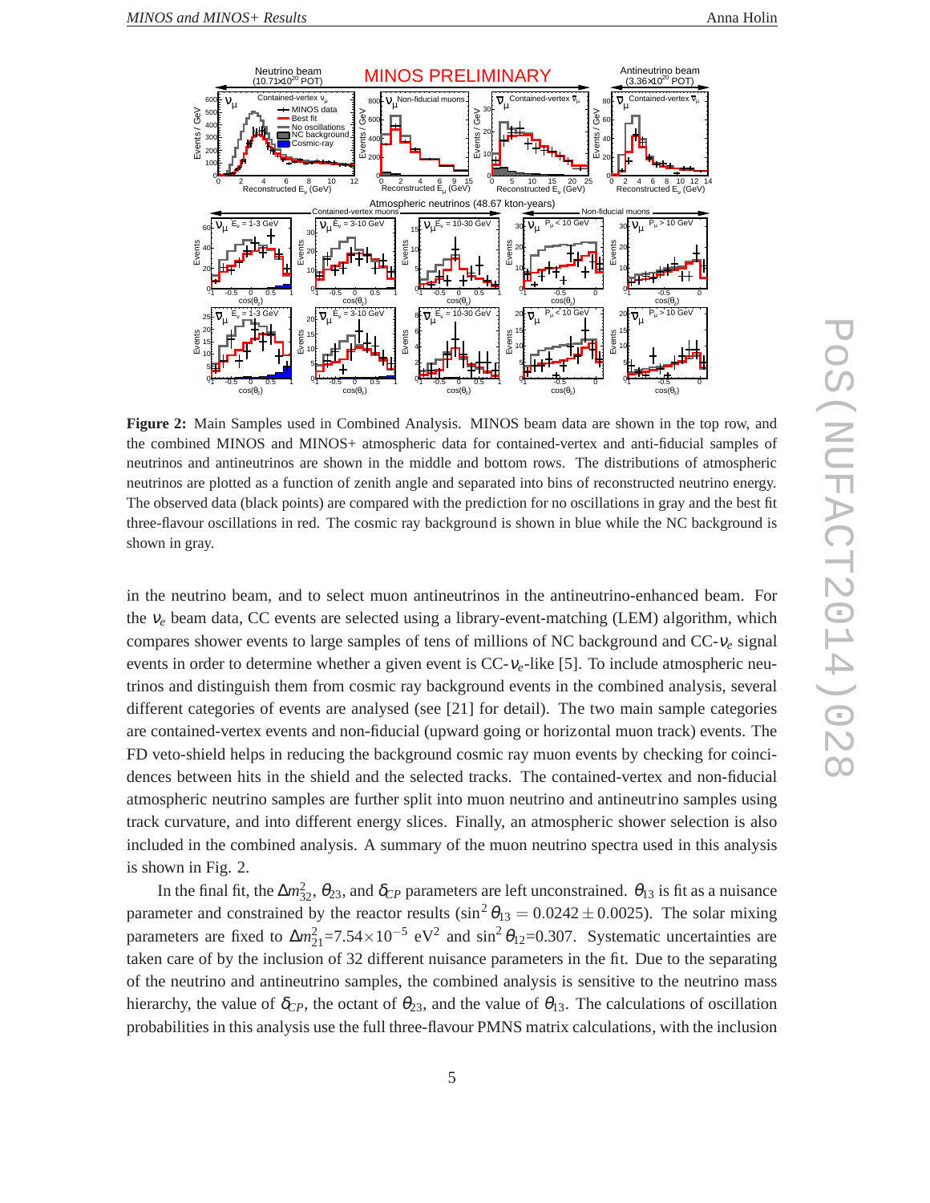**Figure 2:** Main Samples used in Combined Analysis. MINOS beam data are shown in the top row, and the combined MINOS and MINOS+ atmospheric data for contained-vertex and anti-fiducial samples of neutrinos and antineutrinos are shown in the middle and bottom rows. The distributions of atmospheric neutrinos are plotted as a function of zenith angle and separated into bins of reconstructed neutrino energy. The observed data (black points) are compared with the prediction for no oscillations in gray and the best fit three-flavour oscillations in red. The cosmic ray background is shown in blue while the NC background is shown in gray.

in the neutrino beam, and to select muon antineutrinos in the antineutrino-enhanced beam. For the $\nu_e$ beam data, CC events are selected using a library-event-matching (LEM) algorithm, which compares shower events to large samples of tens of millions of NC background and CC-$\nu_e$ signal events in order to determine whether a given event is CC-$\nu_e$-like [5]. To include atmospheric neutrinos and distinguish them from cosmic ray background events in the combined analysis, several different categories of events are analysed (see [21] for detail). The two main sample categories are contained-vertex events and non-fiducial (upward going or horizontal muon track) events. The FD veto-shield helps in reducing the background cosmic ray muon events by checking for coincidences between hits in the shield and the selected tracks. The contained-vertex and non-fiducial atmospheric neutrino samples are further split into muon neutrino and antineutrino samples using track curvature, and into different energy slices. Finally, an atmospheric shower selection is also included in the combined analysis. A summary of the muon neutrino spectra used in this analysis is shown in Fig. 2.

In the final fit, the $\Delta m^2_{32}$, $\theta_{23}$, and $\delta_{CP}$ parameters are left unconstrained. $\theta_{13}$ is fit as a nuisance parameter and constrained by the reactor results ($\sin^2\theta_{13} = 0.0242 \pm 0.0025$). The solar mixing parameters are fixed to $\Delta m^2_{21}$=$7.54\times10^{-5}$ eV$^2$ and $\sin^2\theta_{12}$=0.307. Systematic uncertainties are taken care of by the inclusion of 32 different nuisance parameters in the fit. Due to the separating of the neutrino and antineutrino samples, the combined analysis is sensitive to the neutrino mass hierarchy, the value of $\delta_{CP}$, the octant of $\theta_{23}$, and the value of $\theta_{13}$. The calculations of oscillation probabilities in this analysis use the full three-flavour PMNS matrix calculations, with the inclusion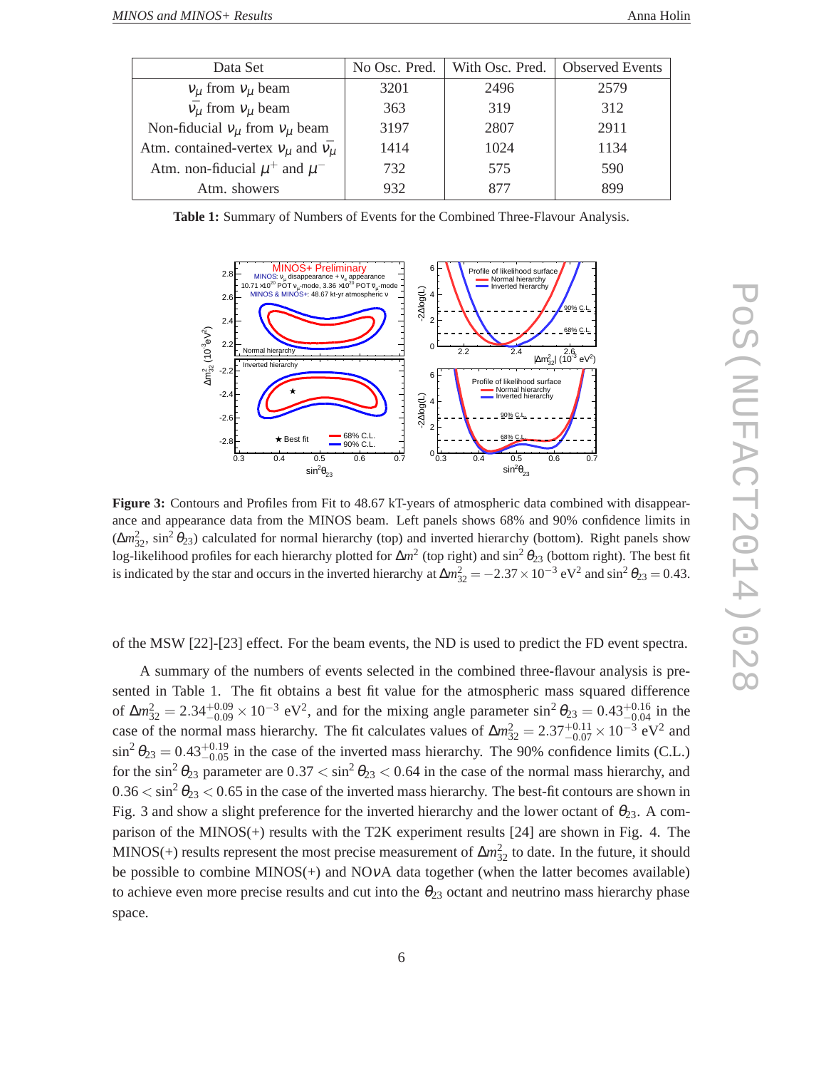| Data Set | No Osc. Pred. | With Osc. Pred. | Observed Events |
|---|---|---|---|
| $\nu_\mu$ from $\nu_\mu$ beam | 3201 | 2496 | 2579 |
| $\bar{\nu}_\mu$ from $\nu_\mu$ beam | 363 | 319 | 312 |
| Non-fiducial $\nu_\mu$ from $\nu_\mu$ beam | 3197 | 2807 | 2911 |
| Atm. contained-vertex $\nu_\mu$ and $\bar{\nu}_\mu$ | 1414 | 1024 | 1134 |
| Atm. non-fiducial $\mu^+$ and $\mu^-$ | 732 | 575 | 590 |
| Atm. showers | 932 | 877 | 899 |

**Table 1:** Summary of Numbers of Events for the Combined Three-Flavour Analysis.

**Figure 3:** Contours and Profiles from Fit to 48.67 kT-years of atmospheric data combined with disappearance and appearance data from the MINOS beam. Left panels shows 68% and 90% confidence limits in ($\Delta m^2_{32}$, $\sin^2\theta_{23}$) calculated for normal hierarchy (top) and inverted hierarchy (bottom). Right panels show log-likelihood profiles for each hierarchy plotted for $\Delta m^2$ (top right) and $\sin^2\theta_{23}$ (bottom right). The best fit is indicated by the star and occurs in the inverted hierarchy at $\Delta m^2_{32} = -2.37 \times 10^{-3}$ eV$^2$ and $\sin^2\theta_{23} = 0.43$.

of the MSW [22]-[23] effect. For the beam events, the ND is used to predict the FD event spectra.

A summary of the numbers of events selected in the combined three-flavour analysis is presented in Table 1. The fit obtains a best fit value for the atmospheric mass squared difference of $\Delta m^2_{32} = 2.34^{+0.09}_{-0.09} \times 10^{-3}$ eV$^2$, and for the mixing angle parameter $\sin^2\theta_{23} = 0.43^{+0.16}_{-0.04}$ in the case of the normal mass hierarchy. The fit calculates values of $\Delta m^2_{32} = 2.37^{+0.11}_{-0.07} \times 10^{-3}$ eV$^2$ and $\sin^2\theta_{23} = 0.43^{+0.19}_{-0.05}$ in the case of the inverted mass hierarchy. The 90% confidence limits (C.L.) for the $\sin^2\theta_{23}$ parameter are $0.37 < \sin^2\theta_{23} < 0.64$ in the case of the normal mass hierarchy, and $0.36 < \sin^2\theta_{23} < 0.65$ in the case of the inverted mass hierarchy. The best-fit contours are shown in Fig. 3 and show a slight preference for the inverted hierarchy and the lower octant of $\theta_{23}$. A comparison of the MINOS(+) results with the T2K experiment results [24] are shown in Fig. 4. The MINOS(+) results represent the most precise measurement of $\Delta m^2_{32}$ to date. In the future, it should be possible to combine MINOS(+) and NO$\nu$A data together (when the latter becomes available) to achieve even more precise results and cut into the $\theta_{23}$ octant and neutrino mass hierarchy phase space.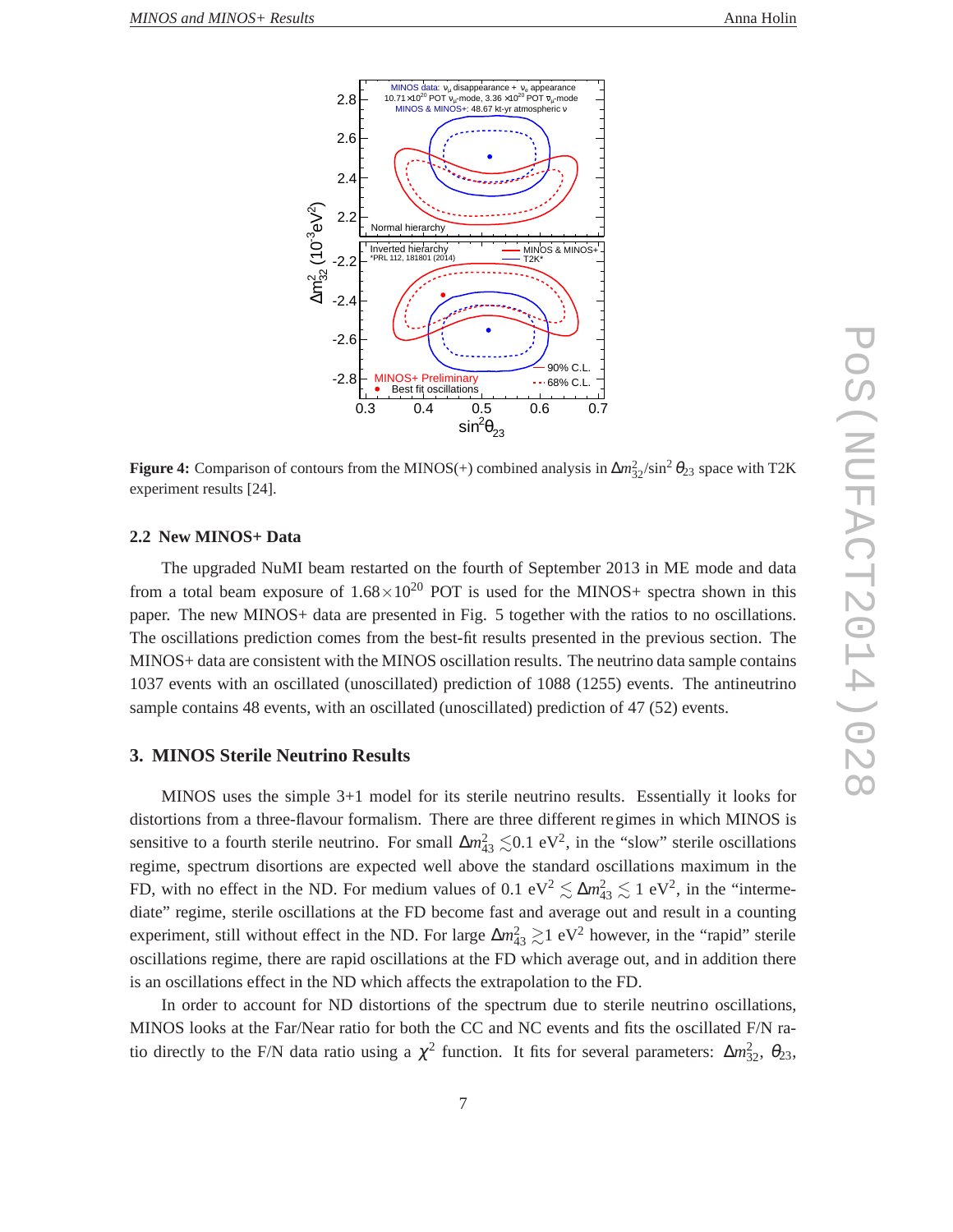**Figure 4:** Comparison of contours from the MINOS(+) combined analysis in $\Delta m^2_{32}/\sin^2\theta_{23}$ space with T2K experiment results [24].

### 2.2 New MINOS+ Data

The upgraded NuMI beam restarted on the fourth of September 2013 in ME mode and data from a total beam exposure of $1.68\times10^{20}$ POT is used for the MINOS+ spectra shown in this paper. The new MINOS+ data are presented in Fig. 5 together with the ratios to no oscillations. The oscillations prediction comes from the best-fit results presented in the previous section. The MINOS+ data are consistent with the MINOS oscillation results. The neutrino data sample contains 1037 events with an oscillated (unoscillated) prediction of 1088 (1255) events. The antineutrino sample contains 48 events, with an oscillated (unoscillated) prediction of 47 (52) events.

## 3. MINOS Sterile Neutrino Results

MINOS uses the simple 3+1 model for its sterile neutrino results. Essentially it looks for distortions from a three-flavour formalism. There are three different regimes in which MINOS is sensitive to a fourth sterile neutrino. For small $\Delta m^2_{43} \lesssim 0.1$ eV$^2$, in the "slow" sterile oscillations regime, spectrum disortions are expected well above the standard oscillations maximum in the FD, with no effect in the ND. For medium values of $0.1$ eV$^2 \lesssim \Delta m^2_{43} \lesssim 1$ eV$^2$, in the "intermediate" regime, sterile oscillations at the FD become fast and average out and result in a counting experiment, still without effect in the ND. For large $\Delta m^2_{43} \gtrsim 1$ eV$^2$ however, in the "rapid" sterile oscillations regime, there are rapid oscillations at the FD which average out, and in addition there is an oscillations effect in the ND which affects the extrapolation to the FD.

In order to account for ND distortions of the spectrum due to sterile neutrino oscillations, MINOS looks at the Far/Near ratio for both the CC and NC events and fits the oscillated F/N ratio directly to the F/N data ratio using a $\chi^2$ function. It fits for several parameters: $\Delta m^2_{32}$, $\theta_{23}$,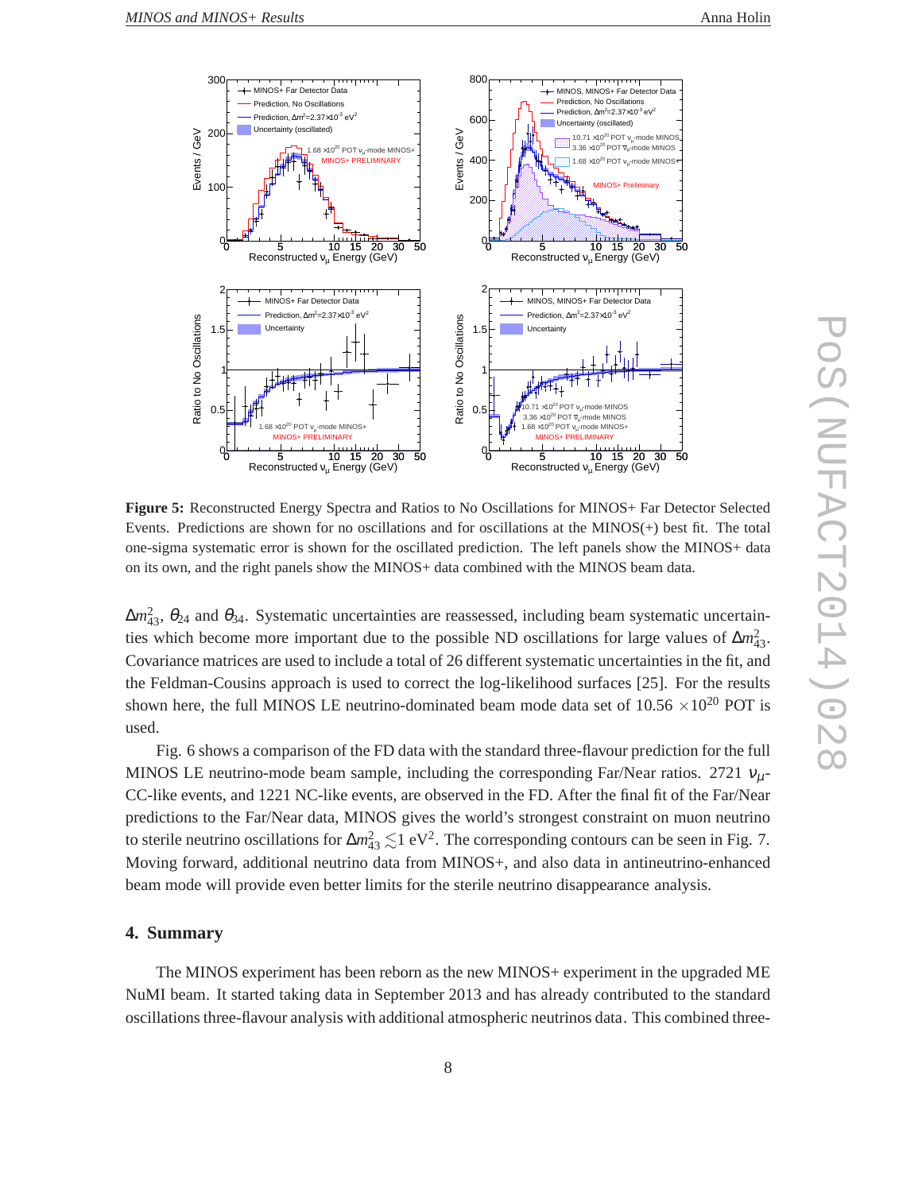**Figure 5:** Reconstructed Energy Spectra and Ratios to No Oscillations for MINOS+ Far Detector Selected Events. Predictions are shown for no oscillations and for oscillations at the MINOS(+) best fit. The total one-sigma systematic error is shown for the oscillated prediction. The left panels show the MINOS+ data on its own, and the right panels show the MINOS+ data combined with the MINOS beam data.

$\Delta m^2_{43}$, $\theta_{24}$ and $\theta_{34}$. Systematic uncertainties are reassessed, including beam systematic uncertainties which become more important due to the possible ND oscillations for large values of $\Delta m^2_{43}$. Covariance matrices are used to include a total of 26 different systematic uncertainties in the fit, and the Feldman-Cousins approach is used to correct the log-likelihood surfaces [25]. For the results shown here, the full MINOS LE neutrino-dominated beam mode data set of 10.56 $\times 10^{20}$ POT is used.

Fig. 6 shows a comparison of the FD data with the standard three-flavour prediction for the full MINOS LE neutrino-mode beam sample, including the corresponding Far/Near ratios. 2721 $\nu_\mu$-CC-like events, and 1221 NC-like events, are observed in the FD. After the final fit of the Far/Near predictions to the Far/Near data, MINOS gives the world's strongest constraint on muon neutrino to sterile neutrino oscillations for $\Delta m^2_{43} \lesssim 1$ eV$^2$. The corresponding contours can be seen in Fig. 7. Moving forward, additional neutrino data from MINOS+, and also data in antineutrino-enhanced beam mode will provide even better limits for the sterile neutrino disappearance analysis.

## 4. Summary

The MINOS experiment has been reborn as the new MINOS+ experiment in the upgraded ME NuMI beam. It started taking data in September 2013 and has already contributed to the standard oscillations three-flavour analysis with additional atmospheric neutrinos data. This combined three-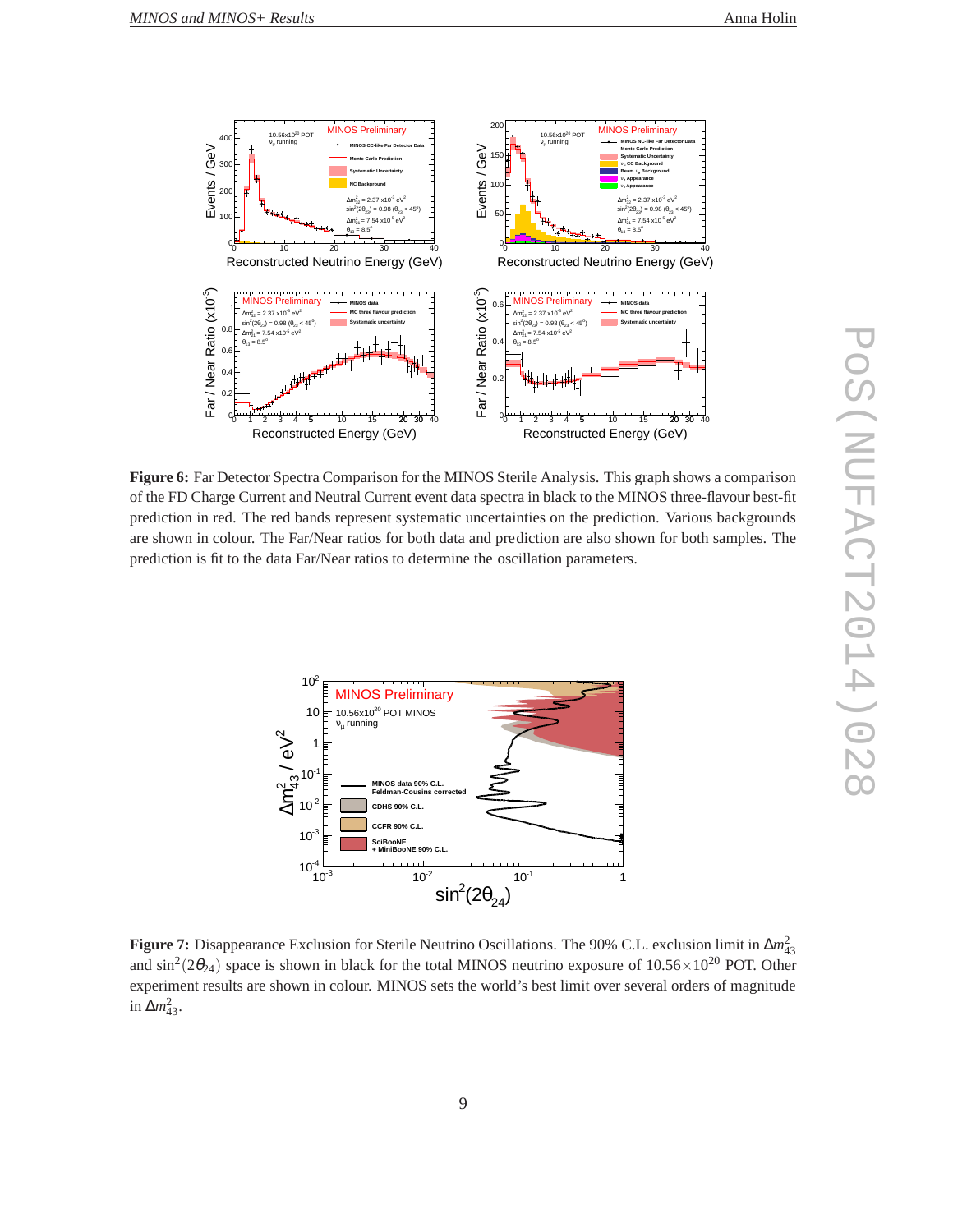**Figure 6:** Far Detector Spectra Comparison for the MINOS Sterile Analysis. This graph shows a comparison of the FD Charge Current and Neutral Current event data spectra in black to the MINOS three-flavour best-fit prediction in red. The red bands represent systematic uncertainties on the prediction. Various backgrounds are shown in colour. The Far/Near ratios for both data and prediction are also shown for both samples. The prediction is fit to the data Far/Near ratios to determine the oscillation parameters.

**Figure 7:** Disappearance Exclusion for Sterile Neutrino Oscillations. The 90% C.L. exclusion limit in $\Delta m^2_{43}$ and $\sin^2(2\theta_{24})$ space is shown in black for the total MINOS neutrino exposure of $10.56\times10^{20}$ POT. Other experiment results are shown in colour. MINOS sets the world's best limit over several orders of magnitude in $\Delta m^2_{43}$.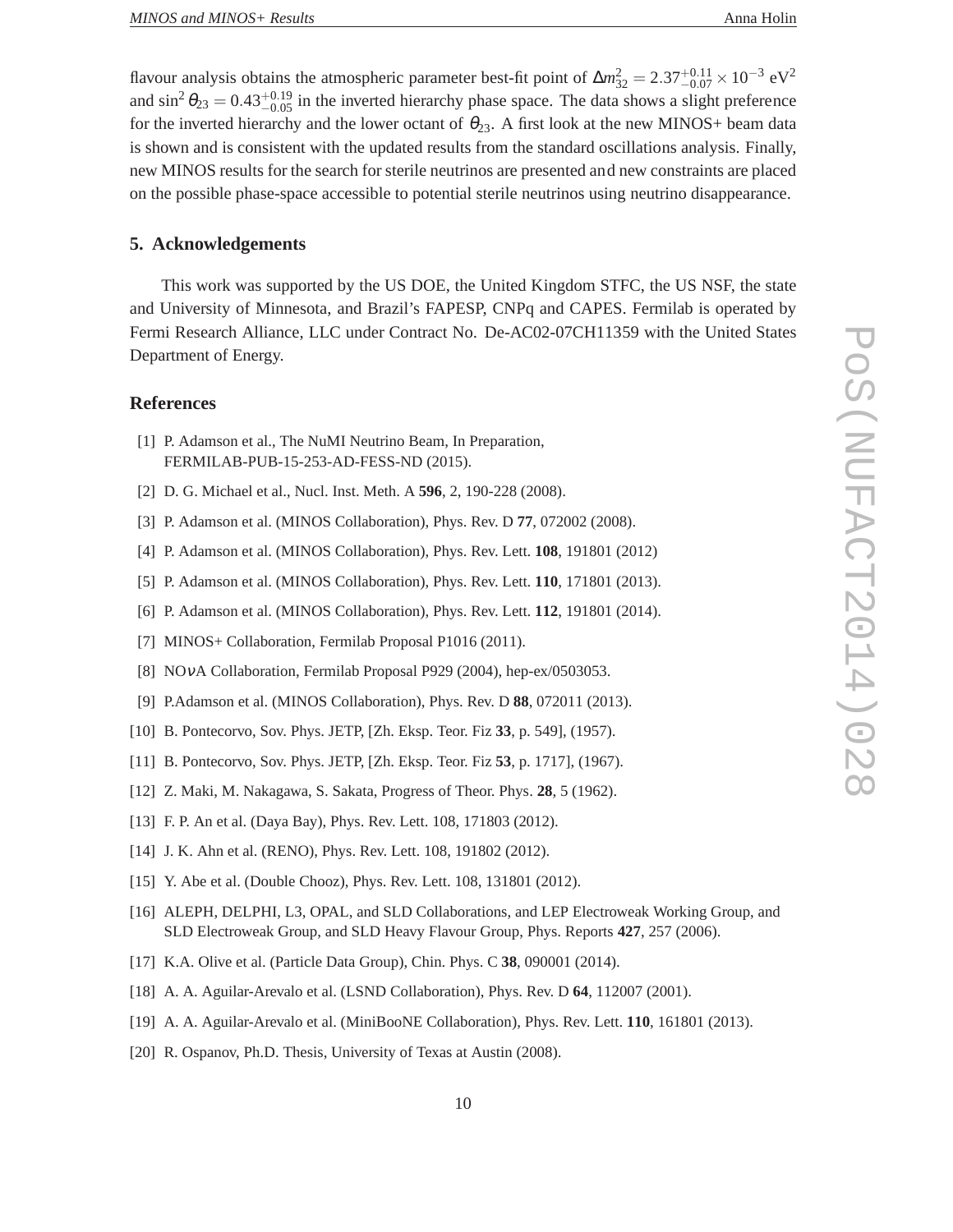flavour analysis obtains the atmospheric parameter best-fit point of $\Delta m^2_{32} = 2.37^{+0.11}_{-0.07} \times 10^{-3}$ eV$^2$ and $\sin^2\theta_{23} = 0.43^{+0.19}_{-0.05}$ in the inverted hierarchy phase space. The data shows a slight preference for the inverted hierarchy and the lower octant of $\theta_{23}$. A first look at the new MINOS+ beam data is shown and is consistent with the updated results from the standard oscillations analysis. Finally, new MINOS results for the search for sterile neutrinos are presented and new constraints are placed on the possible phase-space accessible to potential sterile neutrinos using neutrino disappearance.

## 5. Acknowledgements

This work was supported by the US DOE, the United Kingdom STFC, the US NSF, the state and University of Minnesota, and Brazil's FAPESP, CNPq and CAPES. Fermilab is operated by Fermi Research Alliance, LLC under Contract No. De-AC02-07CH11359 with the United States Department of Energy.

## References

[1] P. Adamson et al., The NuMI Neutrino Beam, In Preparation, FERMILAB-PUB-15-253-AD-FESS-ND (2015).

[2] D. G. Michael et al., Nucl. Inst. Meth. A **596**, 2, 190-228 (2008).

[3] P. Adamson et al. (MINOS Collaboration), Phys. Rev. D **77**, 072002 (2008).

[4] P. Adamson et al. (MINOS Collaboration), Phys. Rev. Lett. **108**, 191801 (2012)

[5] P. Adamson et al. (MINOS Collaboration), Phys. Rev. Lett. **110**, 171801 (2013).

[6] P. Adamson et al. (MINOS Collaboration), Phys. Rev. Lett. **112**, 191801 (2014).

[7] MINOS+ Collaboration, Fermilab Proposal P1016 (2011).

[8] NO$\nu$A Collaboration, Fermilab Proposal P929 (2004), hep-ex/0503053.

[9] P.Adamson et al. (MINOS Collaboration), Phys. Rev. D **88**, 072011 (2013).

[10] B. Pontecorvo, Sov. Phys. JETP, [Zh. Eksp. Teor. Fiz **33**, p. 549], (1957).

[11] B. Pontecorvo, Sov. Phys. JETP, [Zh. Eksp. Teor. Fiz **53**, p. 1717], (1967).

[12] Z. Maki, M. Nakagawa, S. Sakata, Progress of Theor. Phys. **28**, 5 (1962).

[13] F. P. An et al. (Daya Bay), Phys. Rev. Lett. 108, 171803 (2012).

[14] J. K. Ahn et al. (RENO), Phys. Rev. Lett. 108, 191802 (2012).

[15] Y. Abe et al. (Double Chooz), Phys. Rev. Lett. 108, 131801 (2012).

[16] ALEPH, DELPHI, L3, OPAL, and SLD Collaborations, and LEP Electroweak Working Group, and SLD Electroweak Group, and SLD Heavy Flavour Group, Phys. Reports **427**, 257 (2006).

[17] K.A. Olive et al. (Particle Data Group), Chin. Phys. C **38**, 090001 (2014).

[18] A. A. Aguilar-Arevalo et al. (LSND Collaboration), Phys. Rev. D **64**, 112007 (2001).

[19] A. A. Aguilar-Arevalo et al. (MiniBooNE Collaboration), Phys. Rev. Lett. **110**, 161801 (2013).

[20] R. Ospanov, Ph.D. Thesis, University of Texas at Austin (2008).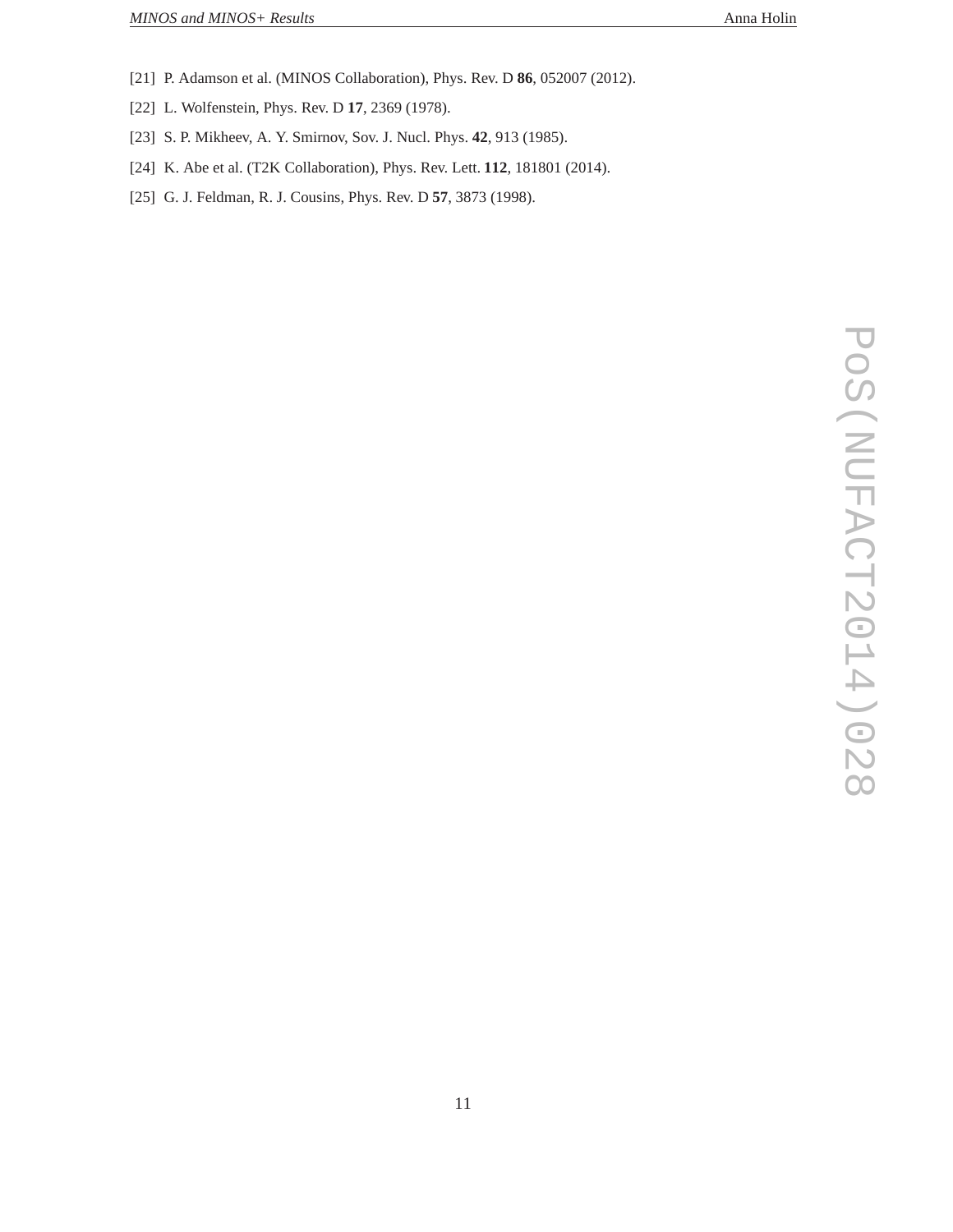[21] P. Adamson et al. (MINOS Collaboration), Phys. Rev. D **86**, 052007 (2012).

[22] L. Wolfenstein, Phys. Rev. D **17**, 2369 (1978).

[23] S. P. Mikheev, A. Y. Smirnov, Sov. J. Nucl. Phys. **42**, 913 (1985).

[24] K. Abe et al. (T2K Collaboration), Phys. Rev. Lett. **112**, 181801 (2014).

[25] G. J. Feldman, R. J. Cousins, Phys. Rev. D **57**, 3873 (1998).